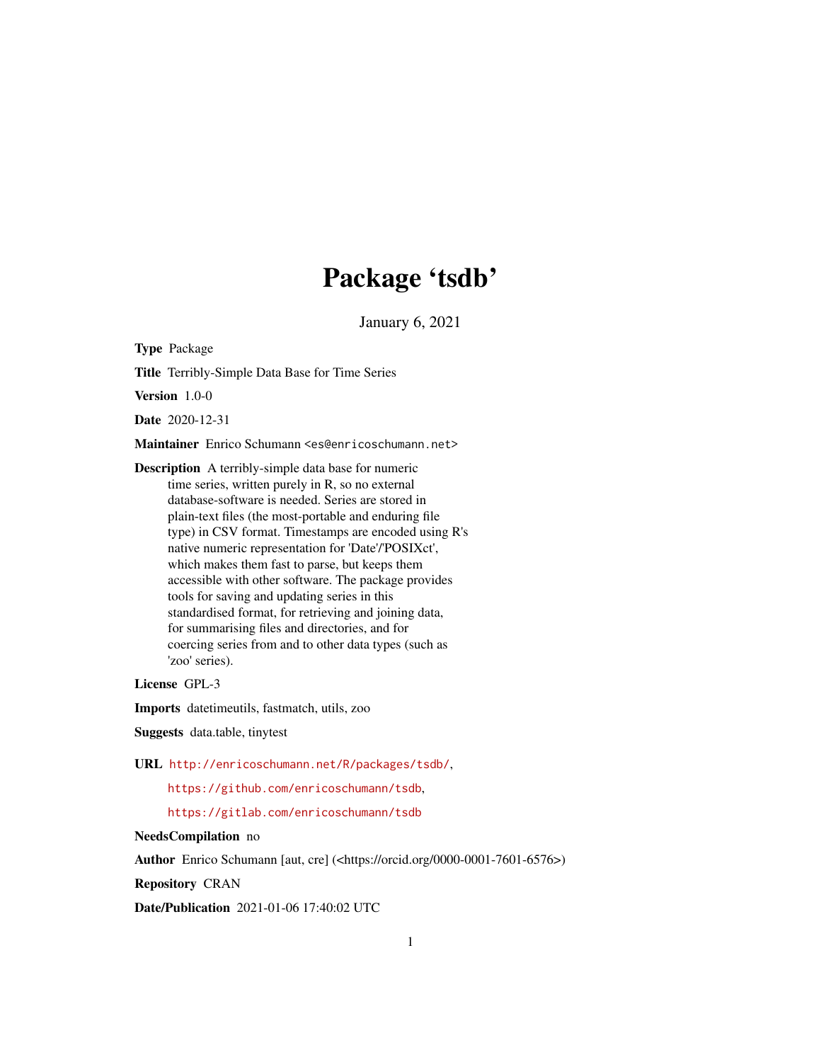# Package 'tsdb'

January 6, 2021

**Type** Package

**Title** Terribly-Simple Data Base for Time Series

**Version** 1.0-0

**Date** 2020-12-31

**Maintainer** Enrico Schumann <es@enricoschumann.net>

**Description** A terribly-simple data base for numeric time series, written purely in R, so no external database-software is needed. Series are stored in plain-text files (the most-portable and enduring file type) in CSV format. Timestamps are encoded using R's native numeric representation for 'Date'/'POSIXct', which makes them fast to parse, but keeps them accessible with other software. The package provides tools for saving and updating series in this standardised format, for retrieving and joining data, for summarising files and directories, and for coercing series from and to other data types (such as 'zoo' series).

**License** GPL-3

**Imports** datetimeutils, fastmatch, utils, zoo

**Suggests** data.table, tinytest

**URL** http://enricoschumann.net/R/packages/tsdb/,

https://github.com/enricoschumann/tsdb,

https://gitlab.com/enricoschumann/tsdb

**NeedsCompilation** no

**Author** Enrico Schumann [aut, cre] (<https://orcid.org/0000-0001-7601-6576>)

**Repository** CRAN

**Date/Publication** 2021-01-06 17:40:02 UTC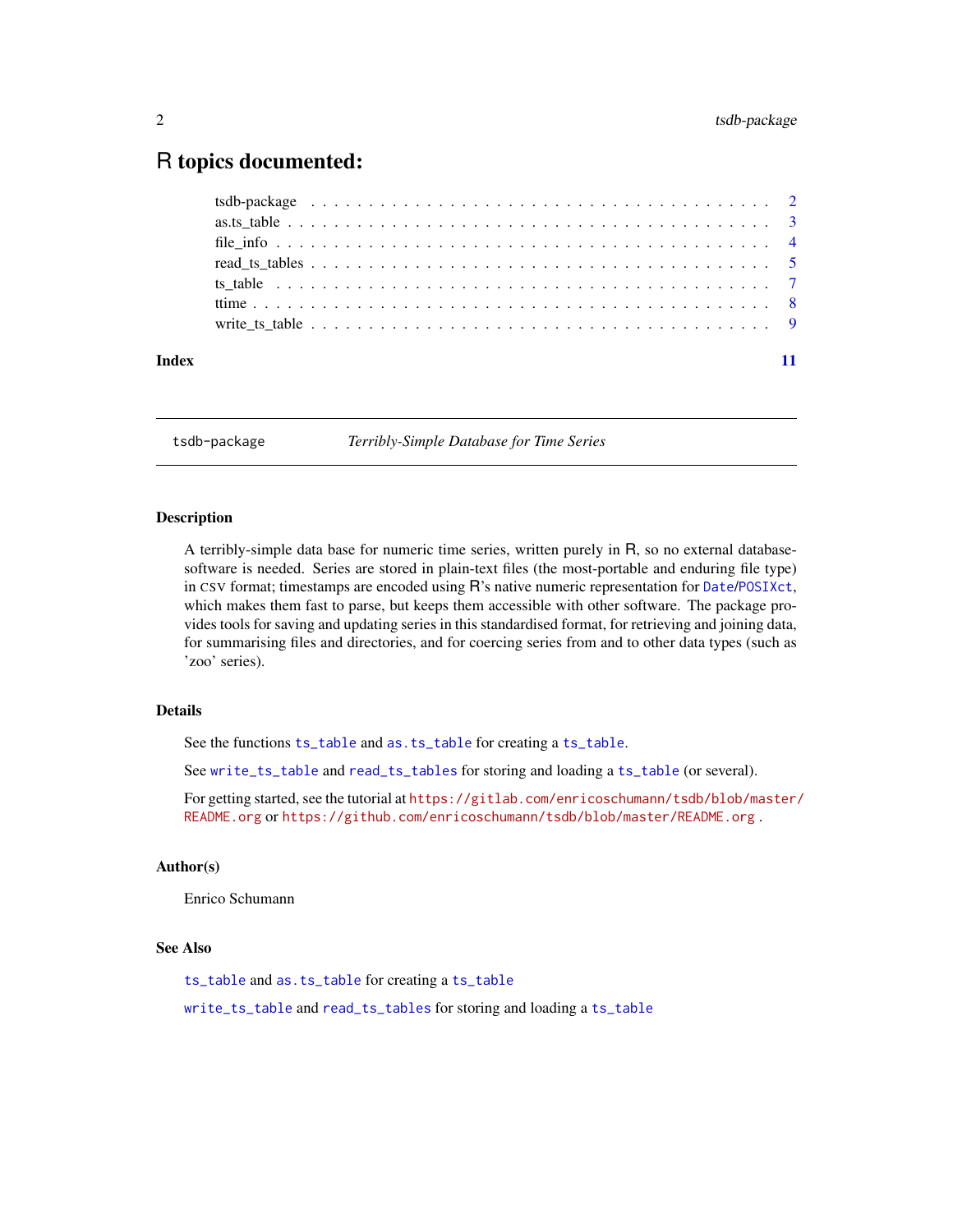# R topics documented:

tsdb-package . . . . . . . . . . . . . . . . . . . . . . . . . . . . . . . . . . . . . . 2
as.ts_table . . . . . . . . . . . . . . . . . . . . . . . . . . . . . . . . . . . . . . . 3
file_info . . . . . . . . . . . . . . . . . . . . . . . . . . . . . . . . . . . . . . . . 4
read_ts_tables . . . . . . . . . . . . . . . . . . . . . . . . . . . . . . . . . . . . . 5
ts_table . . . . . . . . . . . . . . . . . . . . . . . . . . . . . . . . . . . . . . . . 7
ttime . . . . . . . . . . . . . . . . . . . . . . . . . . . . . . . . . . . . . . . . . . 8
write_ts_table . . . . . . . . . . . . . . . . . . . . . . . . . . . . . . . . . . . . . 9

**Index** **11**

---

`tsdb-package` *Terribly-Simple Database for Time Series*

---

### Description

A terribly-simple data base for numeric time series, written purely in R, so no external database-software is needed. Series are stored in plain-text files (the most-portable and enduring file type) in CSV format; timestamps are encoded using R's native numeric representation for `Date`/`POSIXct`, which makes them fast to parse, but keeps them accessible with other software. The package provides tools for saving and updating series in this standardised format, for retrieving and joining data, for summarising files and directories, and for coercing series from and to other data types (such as 'zoo' series).

### Details

See the functions `ts_table` and `as.ts_table` for creating a `ts_table`.

See `write_ts_table` and `read_ts_tables` for storing and loading a `ts_table` (or several).

For getting started, see the tutorial at `https://gitlab.com/enricoschumann/tsdb/blob/master/README.org` or `https://github.com/enricoschumann/tsdb/blob/master/README.org` .

### Author(s)

Enrico Schumann

### See Also

`ts_table` and `as.ts_table` for creating a `ts_table`

`write_ts_table` and `read_ts_tables` for storing and loading a `ts_table`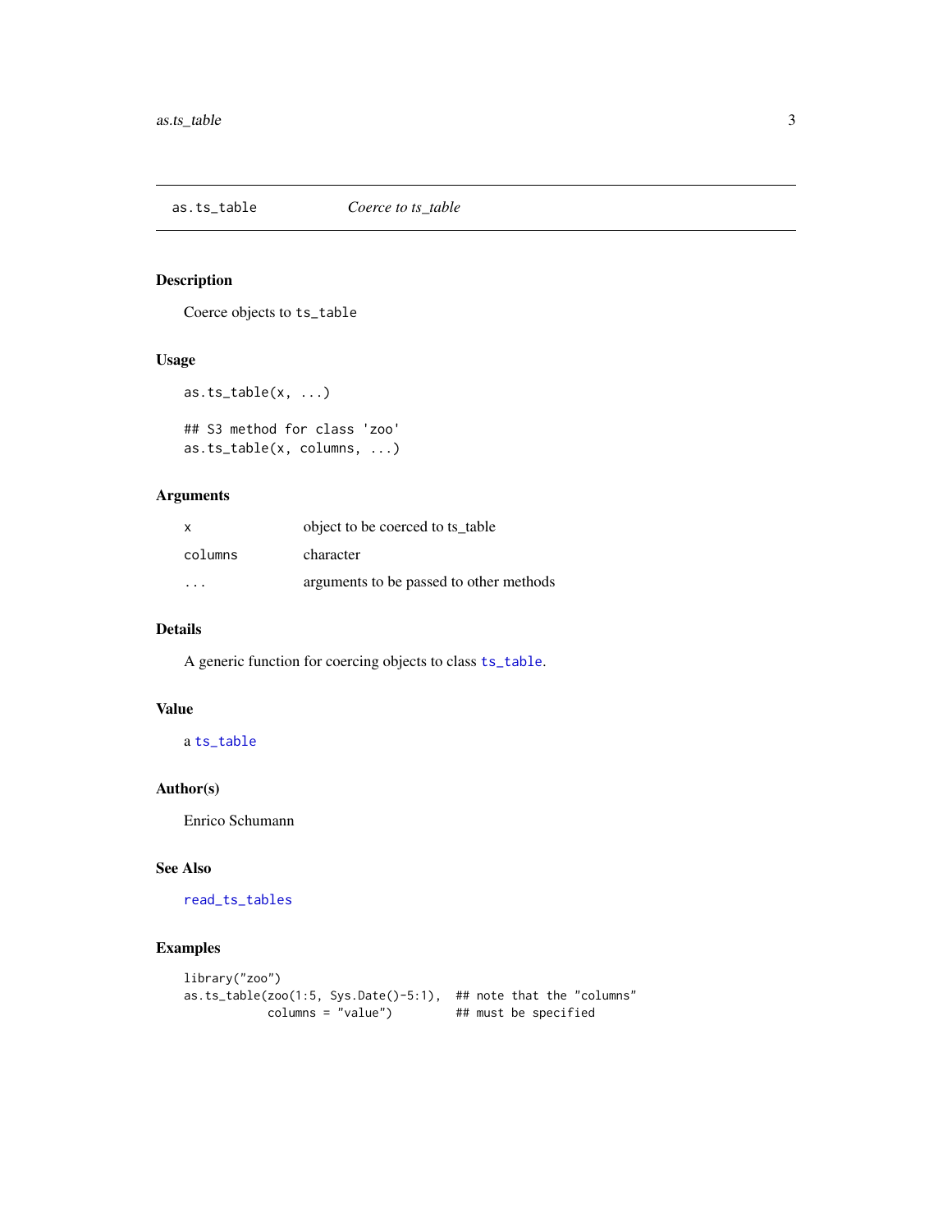as.ts_table *Coerce to ts_table*

## Description

Coerce objects to `ts_table`

## Usage

```
as.ts_table(x, ...)

## S3 method for class 'zoo'
as.ts_table(x, columns, ...)
```

## Arguments

| | |
|---|---|
| `x` | object to be coerced to ts_table |
| `columns` | character |
| `...` | arguments to be passed to other methods |

## Details

A generic function for coercing objects to class `ts_table`.

## Value

a `ts_table`

## Author(s)

Enrico Schumann

## See Also

`read_ts_tables`

## Examples

```
library("zoo")
as.ts_table(zoo(1:5, Sys.Date()-5:1),  ## note that the "columns"
            columns = "value")         ## must be specified
```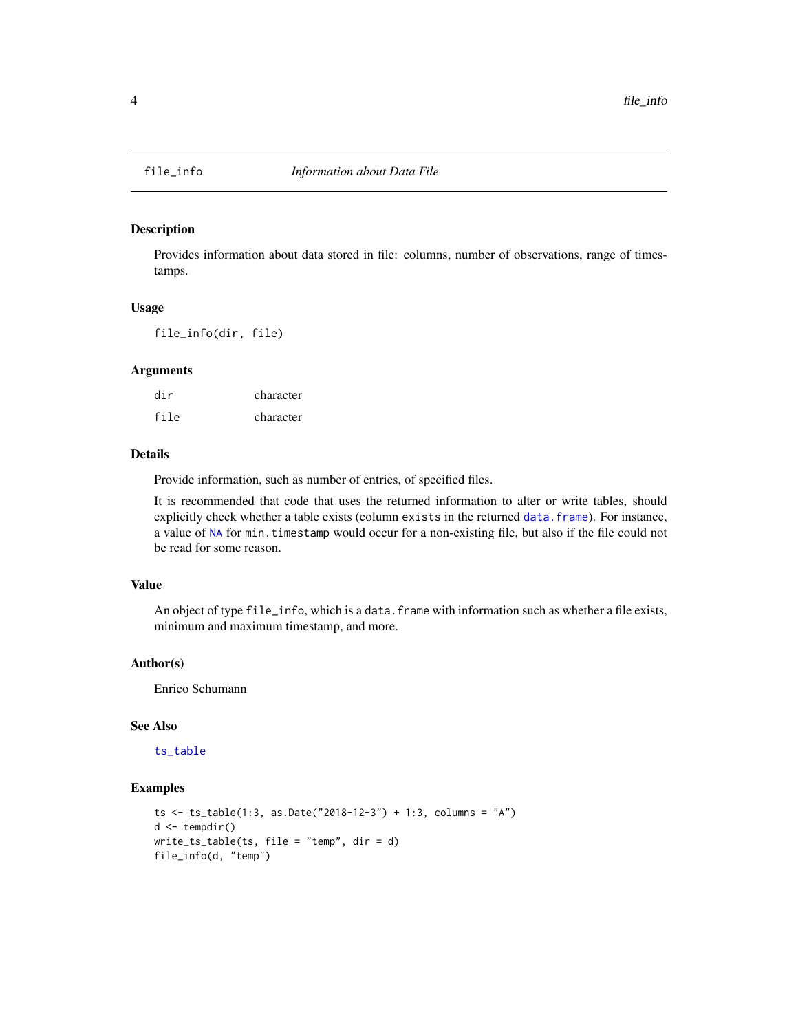# file_info — *Information about Data File*

## Description

Provides information about data stored in file: columns, number of observations, range of timestamps.

## Usage

```
file_info(dir, file)
```

## Arguments

| | |
|---|---|
| `dir` | character |
| `file` | character |

## Details

Provide information, such as number of entries, of specified files.

It is recommended that code that uses the returned information to alter or write tables, should explicitly check whether a table exists (column `exists` in the returned `data.frame`). For instance, a value of `NA` for `min.timestamp` would occur for a non-existing file, but also if the file could not be read for some reason.

## Value

An object of type `file_info`, which is a `data.frame` with information such as whether a file exists, minimum and maximum timestamp, and more.

## Author(s)

Enrico Schumann

## See Also

`ts_table`

## Examples

```
ts <- ts_table(1:3, as.Date("2018-12-3") + 1:3, columns = "A")
d <- tempdir()
write_ts_table(ts, file = "temp", dir = d)
file_info(d, "temp")
```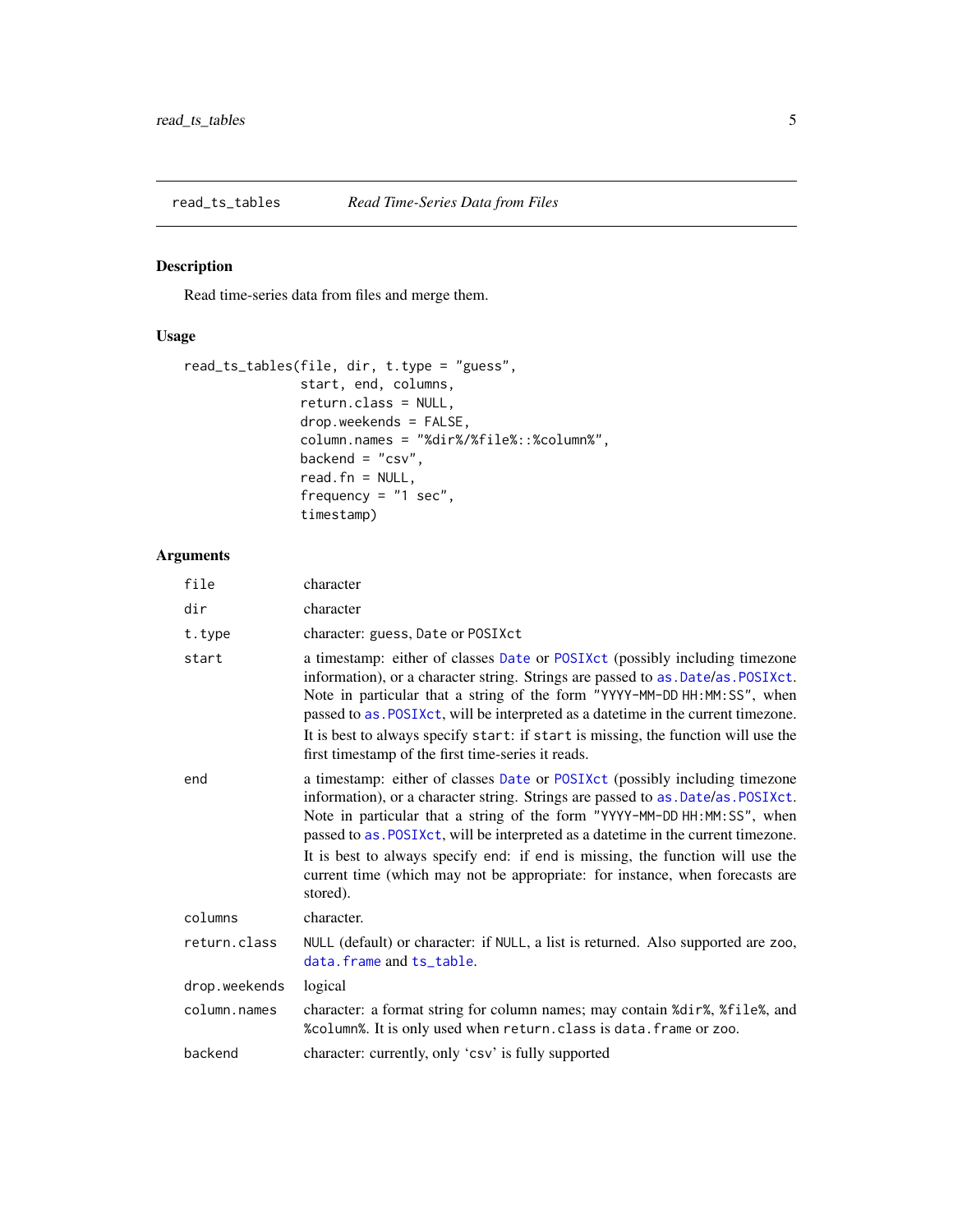## read_ts_tables — *Read Time-Series Data from Files*

### Description

Read time-series data from files and merge them.

### Usage

```
read_ts_tables(file, dir, t.type = "guess",
               start, end, columns,
               return.class = NULL,
               drop.weekends = FALSE,
               column.names = "%dir%/%file%::%column%",
               backend = "csv",
               read.fn = NULL,
               frequency = "1 sec",
               timestamp)
```

### Arguments

| | |
|---|---|
| `file` | character |
| `dir` | character |
| `t.type` | character: `guess`, `Date` or `POSIXct` |
| `start` | a timestamp: either of classes `Date` or `POSIXct` (possibly including timezone information), or a character string. Strings are passed to `as.Date`/`as.POSIXct`. Note in particular that a string of the form `"YYYY-MM-DD HH:MM:SS"`, when passed to `as.POSIXct`, will be interpreted as a datetime in the current timezone. It is best to always specify `start`: if `start` is missing, the function will use the first timestamp of the first time-series it reads. |
| `end` | a timestamp: either of classes `Date` or `POSIXct` (possibly including timezone information), or a character string. Strings are passed to `as.Date`/`as.POSIXct`. Note in particular that a string of the form `"YYYY-MM-DD HH:MM:SS"`, when passed to `as.POSIXct`, will be interpreted as a datetime in the current timezone. It is best to always specify `end`: if `end` is missing, the function will use the current time (which may not be appropriate: for instance, when forecasts are stored). |
| `columns` | character. |
| `return.class` | `NULL` (default) or character: if `NULL`, a list is returned. Also supported are zoo, `data.frame` and `ts_table`. |
| `drop.weekends` | logical |
| `column.names` | character: a format string for column names; may contain `%dir%`, `%file%`, and `%column%`. It is only used when `return.class` is `data.frame` or `zoo`. |
| `backend` | character: currently, only 'csv' is fully supported |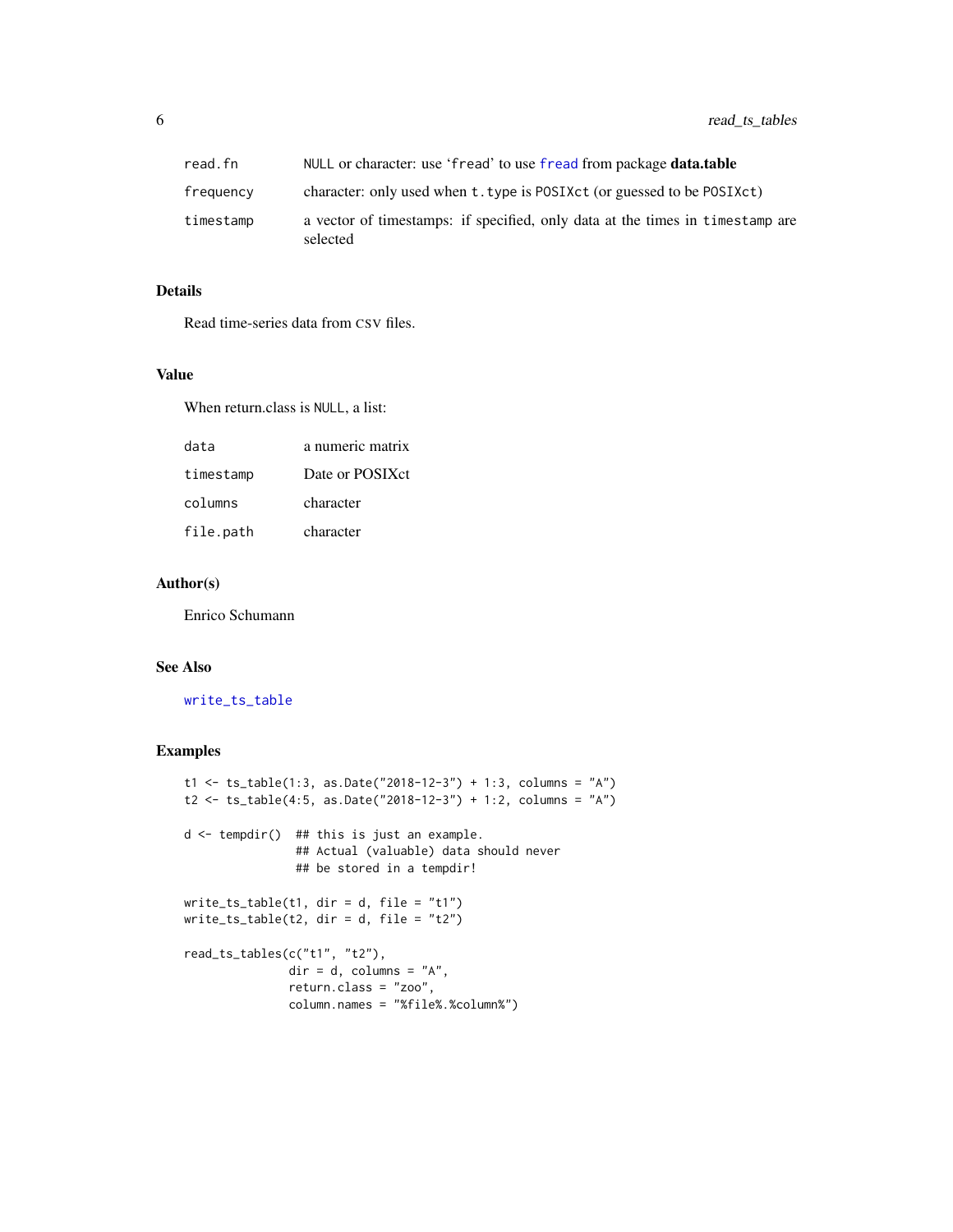| | |
|---|---|
| `read.fn` | NULL or character: use 'fread' to use fread from package **data.table** |
| `frequency` | character: only used when `t.type` is `POSIXct` (or guessed to be `POSIXct`) |
| `timestamp` | a vector of timestamps: if specified, only data at the times in `timestamp` are selected |

### Details

Read time-series data from CSV files.

### Value

When return.class is NULL, a list:

| | |
|---|---|
| `data` | a numeric matrix |
| `timestamp` | Date or POSIXct |
| `columns` | character |
| `file.path` | character |

### Author(s)

Enrico Schumann

### See Also

write_ts_table

### Examples

```
t1 <- ts_table(1:3, as.Date("2018-12-3") + 1:3, columns = "A")
t2 <- ts_table(4:5, as.Date("2018-12-3") + 1:2, columns = "A")

d <- tempdir()  ## this is just an example.
                ## Actual (valuable) data should never
                ## be stored in a tempdir!

write_ts_table(t1, dir = d, file = "t1")
write_ts_table(t2, dir = d, file = "t2")

read_ts_tables(c("t1", "t2"),
               dir = d, columns = "A",
               return.class = "zoo",
               column.names = "%file%.%column%")
```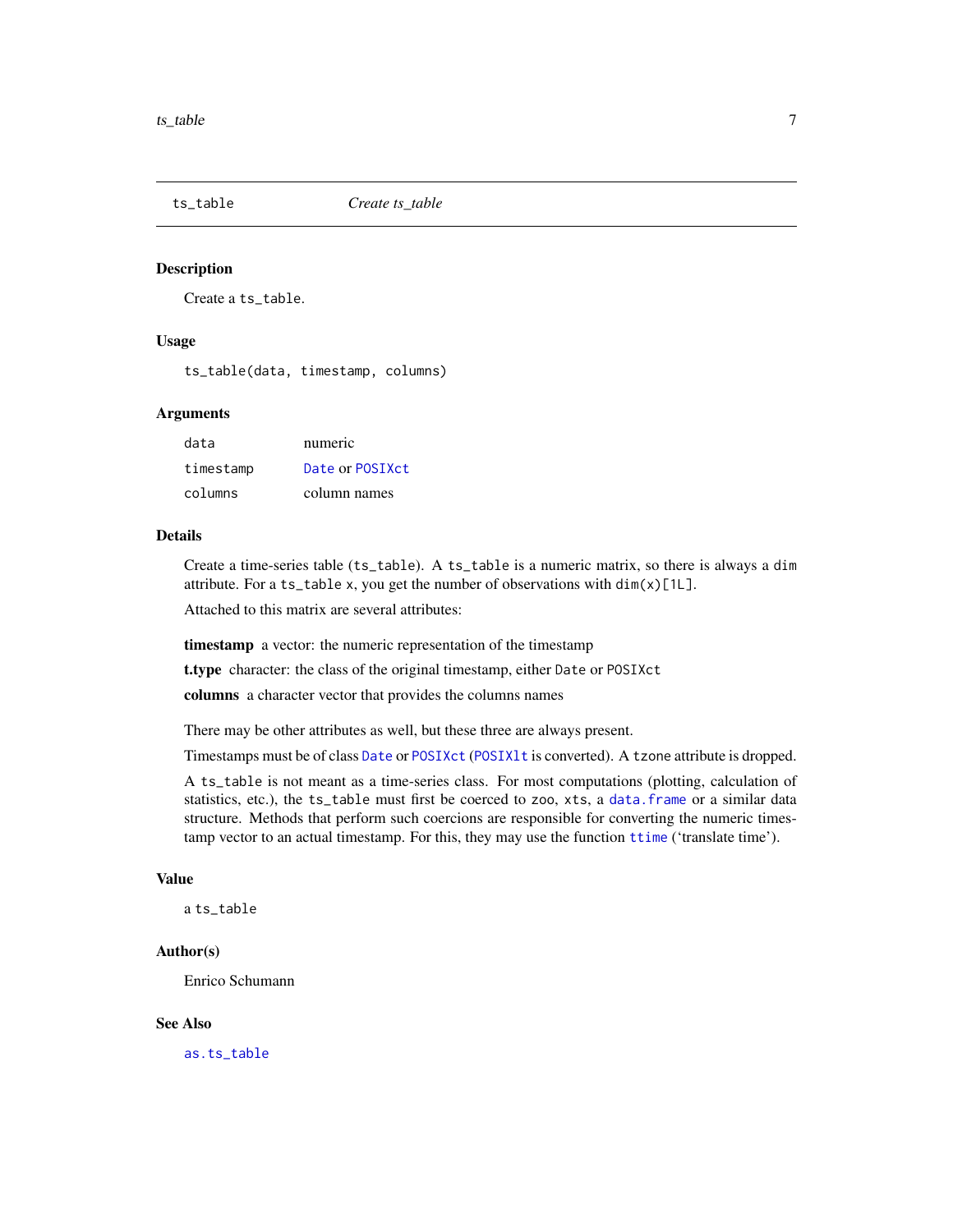ts_table *Create ts_table*

## Description

Create a `ts_table`.

## Usage

```
ts_table(data, timestamp, columns)
```

## Arguments

| | |
|---|---|
| `data` | numeric |
| `timestamp` | `Date` or `POSIXct` |
| `columns` | column names |

## Details

Create a time-series table (`ts_table`). A `ts_table` is a numeric matrix, so there is always a `dim` attribute. For a `ts_table` `x`, you get the number of observations with `dim(x)[1L]`.

Attached to this matrix are several attributes:

**timestamp** a vector: the numeric representation of the timestamp

**t.type** character: the class of the original timestamp, either `Date` or `POSIXct`

**columns** a character vector that provides the columns names

There may be other attributes as well, but these three are always present.

Timestamps must be of class `Date` or `POSIXct` (`POSIXlt` is converted). A `tzone` attribute is dropped.

A `ts_table` is not meant as a time-series class. For most computations (plotting, calculation of statistics, etc.), the `ts_table` must first be coerced to `zoo`, `xts`, a `data.frame` or a similar data structure. Methods that perform such coercions are responsible for converting the numeric timestamp vector to an actual timestamp. For this, they may use the function `ttime` ('translate time').

## Value

a `ts_table`

## Author(s)

Enrico Schumann

## See Also

`as.ts_table`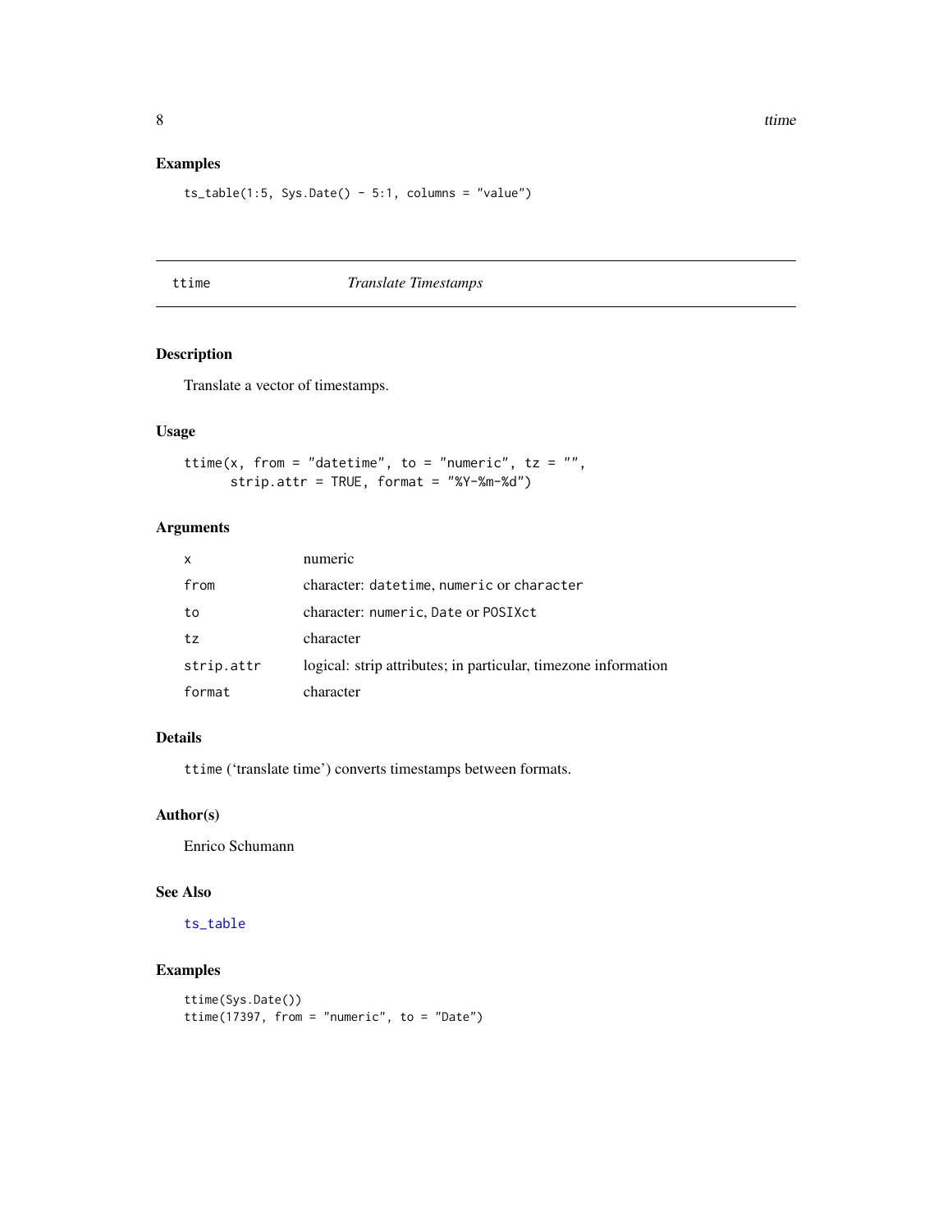## Examples

```
ts_table(1:5, Sys.Date() - 5:1, columns = "value")
```

---

# ttime *Translate Timestamps*

---

## Description

Translate a vector of timestamps.

## Usage

```
ttime(x, from = "datetime", to = "numeric", tz = "",
      strip.attr = TRUE, format = "%Y-%m-%d")
```

## Arguments

| | |
|---|---|
| `x` | numeric |
| `from` | character: `datetime`, `numeric` or `character` |
| `to` | character: `numeric`, `Date` or `POSIXct` |
| `tz` | character |
| `strip.attr` | logical: strip attributes; in particular, timezone information |
| `format` | character |

## Details

`ttime` ('translate time') converts timestamps between formats.

## Author(s)

Enrico Schumann

## See Also

`ts_table`

## Examples

```
ttime(Sys.Date())
ttime(17397, from = "numeric", to = "Date")
```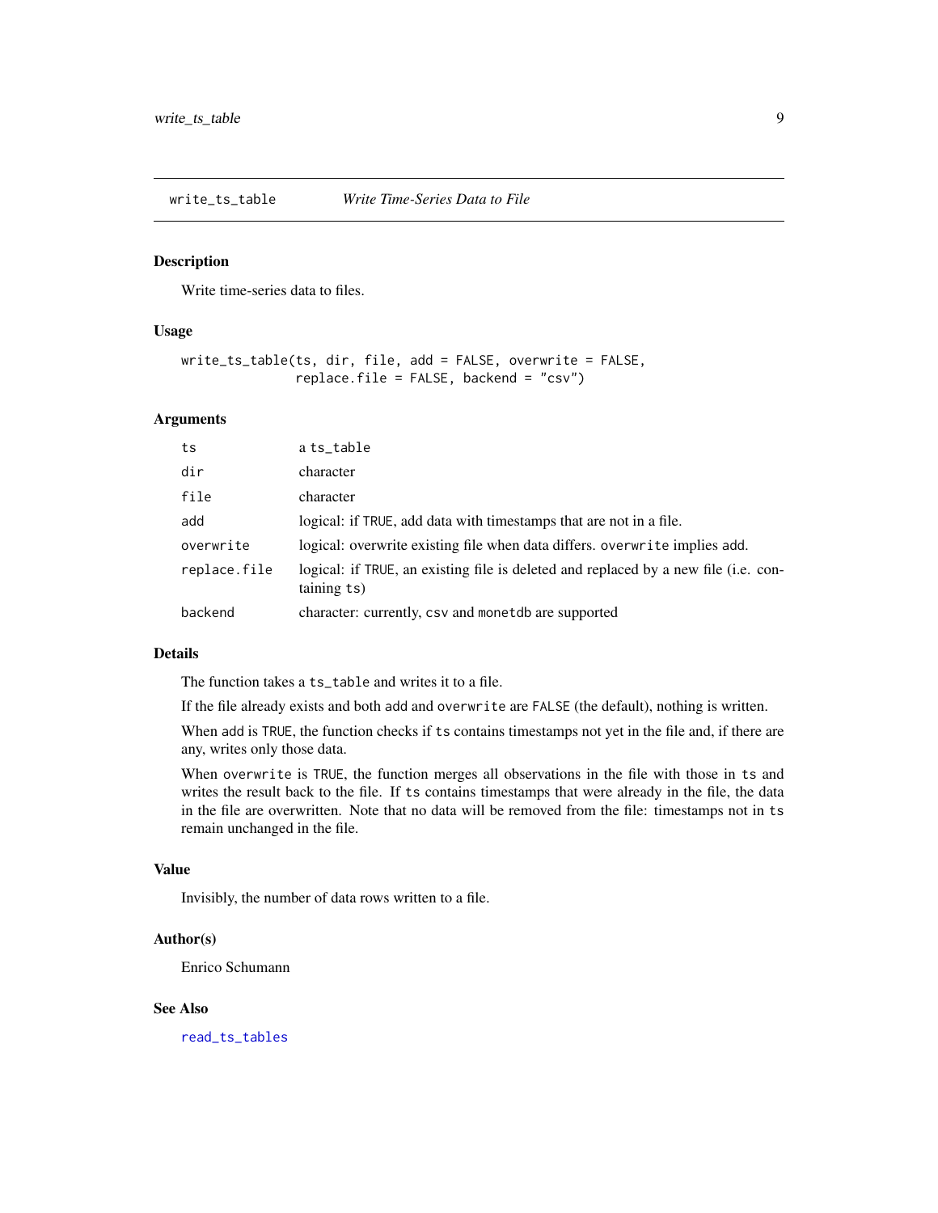write_ts_table — *Write Time-Series Data to File*

## Description

Write time-series data to files.

## Usage

```
write_ts_table(ts, dir, file, add = FALSE, overwrite = FALSE,
               replace.file = FALSE, backend = "csv")
```

## Arguments

| | |
|---|---|
| ts | a ts_table |
| dir | character |
| file | character |
| add | logical: if TRUE, add data with timestamps that are not in a file. |
| overwrite | logical: overwrite existing file when data differs. overwrite implies add. |
| replace.file | logical: if TRUE, an existing file is deleted and replaced by a new file (i.e. containing ts) |
| backend | character: currently, csv and monetdb are supported |

## Details

The function takes a ts_table and writes it to a file.

If the file already exists and both add and overwrite are FALSE (the default), nothing is written.

When add is TRUE, the function checks if ts contains timestamps not yet in the file and, if there are any, writes only those data.

When overwrite is TRUE, the function merges all observations in the file with those in ts and writes the result back to the file. If ts contains timestamps that were already in the file, the data in the file are overwritten. Note that no data will be removed from the file: timestamps not in ts remain unchanged in the file.

## Value

Invisibly, the number of data rows written to a file.

## Author(s)

Enrico Schumann

## See Also

read_ts_tables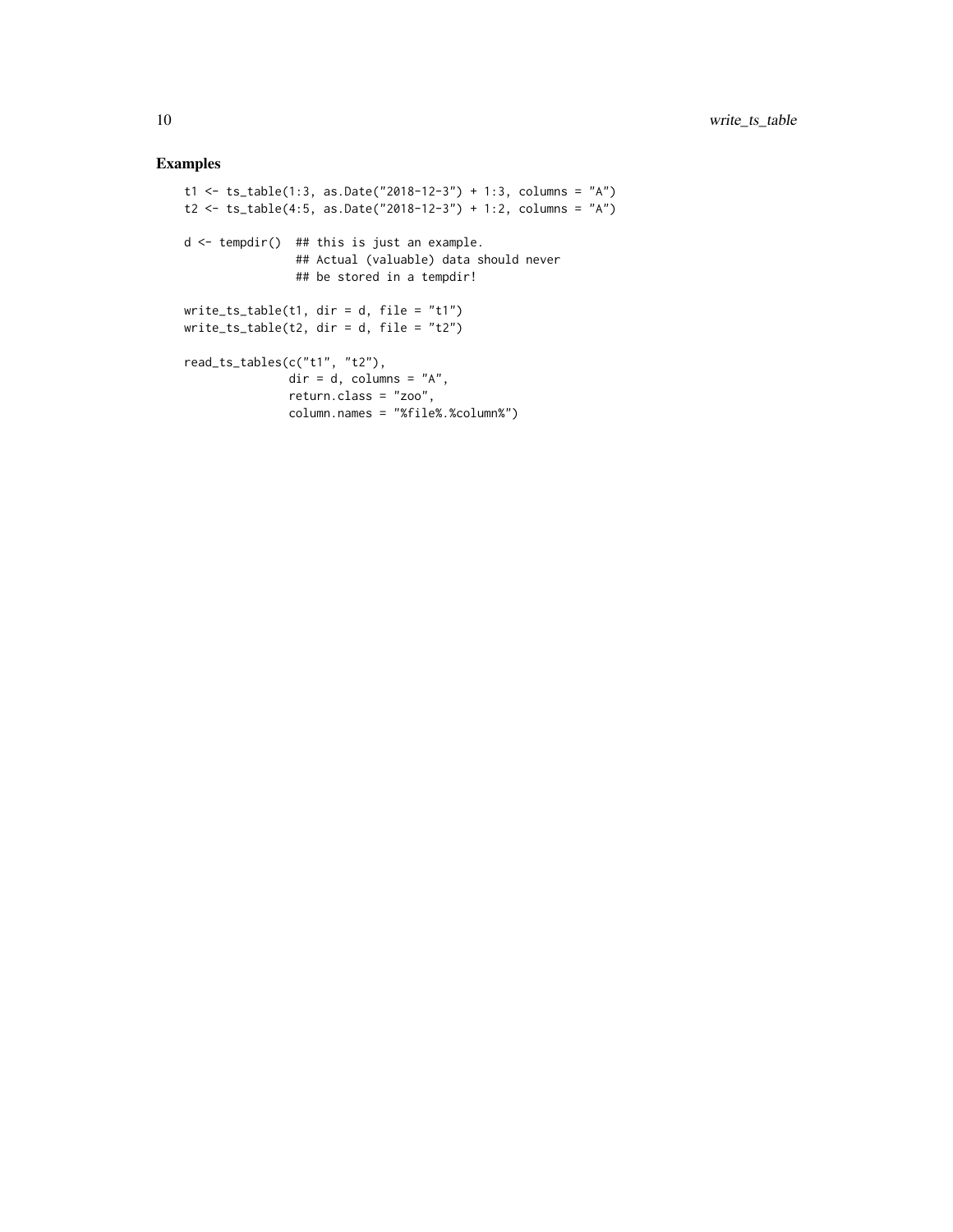## Examples

```
t1 <- ts_table(1:3, as.Date("2018-12-3") + 1:3, columns = "A")
t2 <- ts_table(4:5, as.Date("2018-12-3") + 1:2, columns = "A")

d <- tempdir()  ## this is just an example.
                ## Actual (valuable) data should never
                ## be stored in a tempdir!

write_ts_table(t1, dir = d, file = "t1")
write_ts_table(t2, dir = d, file = "t2")

read_ts_tables(c("t1", "t2"),
               dir = d, columns = "A",
               return.class = "zoo",
               column.names = "%file%.%column%")
```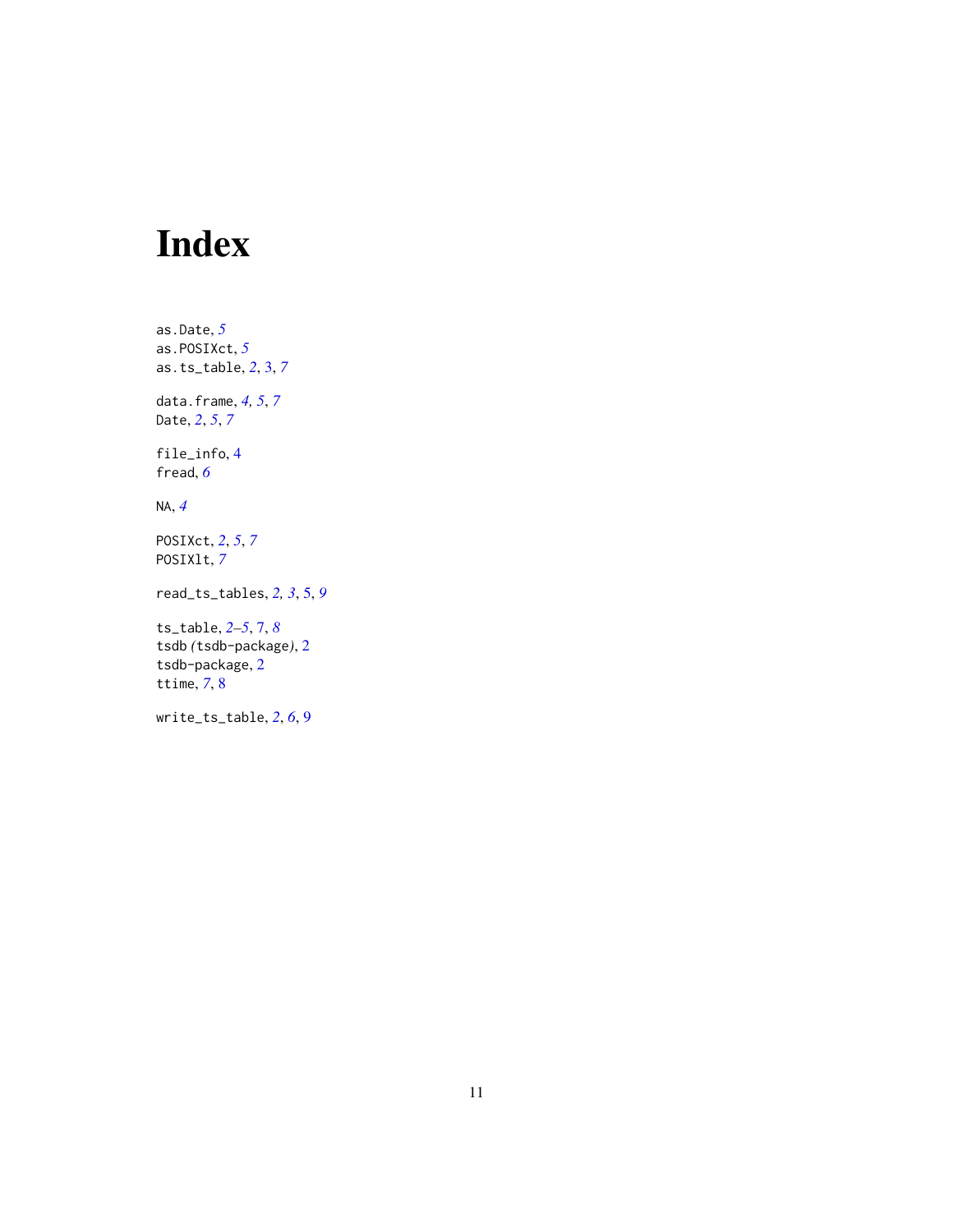# Index

as.Date, *5*
as.POSIXct, *5*
as.ts_table, *2*, 3, *7*

data.frame, *4, 5*, *7*
Date, *2*, *5*, *7*

file_info, 4
fread, *6*

NA, *4*

POSIXct, *2*, *5*, *7*
POSIXlt, *7*

read_ts_tables, *2, 3*, 5, *9*

ts_table, *2–5*, 7, *8*
tsdb (tsdb-package), 2
tsdb-package, 2
ttime, *7*, 8

write_ts_table, *2*, *6*, 9